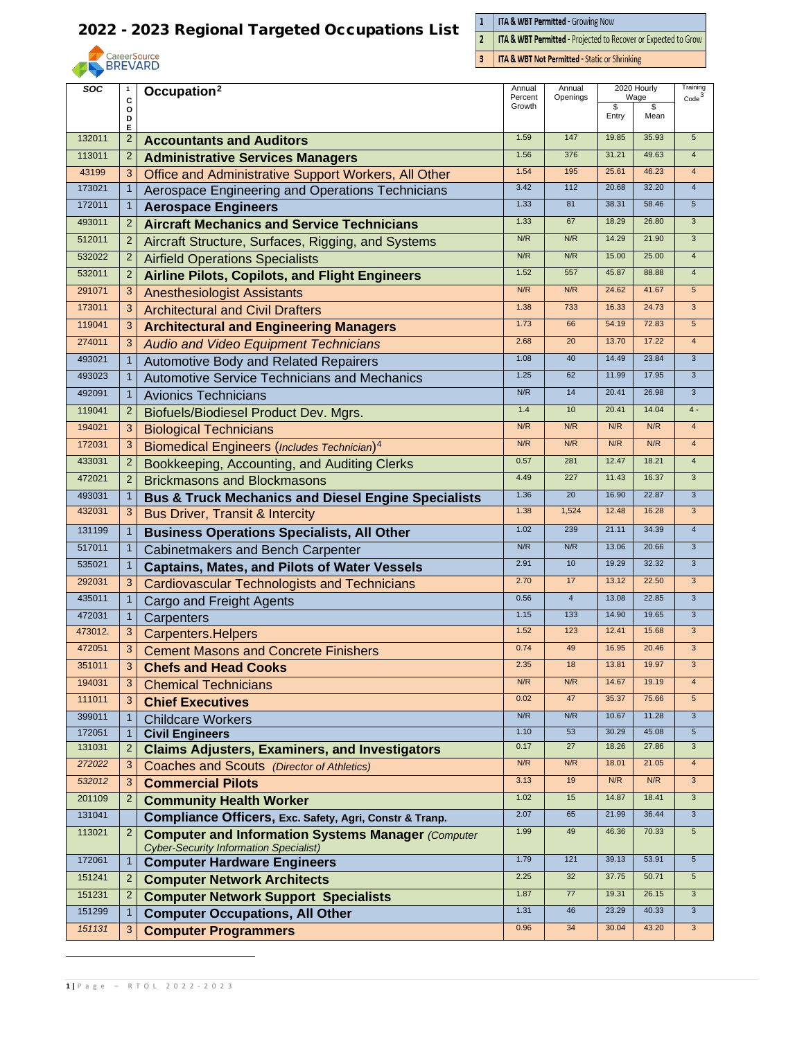# 2022 - 2023 Regional Targeted Occupations List

CareerSource BREVARD

| | |
|---|---|
| 1 | **ITA & WBT Permitted** - Growing Now |
| 2 | **ITA & WBT Permitted** - Projected to Recover or Expected to Grow |
| 3 | **ITA & WBT Not Permitted** - Static or Shrinking |

| SOC | CODE[1] | Occupation[2] | Annual Percent Growth | Annual Openings | 2020 Hourly Wage | | Training Code[3] |
|---|---|---|---|---|---|---|---|
| | | | | | $ Entry | $ Mean | |
| 132011 | 2 | **Accountants and Auditors** | 1.59 | 147 | 19.85 | 35.93 | 5 |
| 113011 | 2 | **Administrative Services Managers** | 1.56 | 376 | 31.21 | 49.63 | 4 |
| 43199 | 3 | Office and Administrative Support Workers, All Other | 1.54 | 195 | 25.61 | 46.23 | 4 |
| 173021 | 1 | Aerospace Engineering and Operations Technicians | 3.42 | 112 | 20.68 | 32.20 | 4 |
| 172011 | 1 | **Aerospace Engineers** | 1.33 | 81 | 38.31 | 58.46 | 5 |
| 493011 | 2 | **Aircraft Mechanics and Service Technicians** | 1.33 | 67 | 18.29 | 26.80 | 3 |
| 512011 | 2 | Aircraft Structure, Surfaces, Rigging, and Systems | N/R | N/R | 14.29 | 21.90 | 3 |
| 532022 | 2 | Airfield Operations Specialists | N/R | N/R | 15.00 | 25.00 | 4 |
| 532011 | 2 | **Airline Pilots, Copilots, and Flight Engineers** | 1.52 | 557 | 45.87 | 88.88 | 4 |
| 291071 | 3 | Anesthesiologist Assistants | N/R | N/R | 24.62 | 41.67 | 5 |
| 173011 | 3 | Architectural and Civil Drafters | 1.38 | 733 | 16.33 | 24.73 | 3 |
| 119041 | 3 | **Architectural and Engineering Managers** | 1.73 | 66 | 54.19 | 72.83 | 5 |
| 274011 | 3 | *Audio and Video Equipment Technicians* | 2.68 | 20 | 13.70 | 17.22 | 4 |
| 493021 | 1 | Automotive Body and Related Repairers | 1.08 | 40 | 14.49 | 23.84 | 3 |
| 493023 | 1 | Automotive Service Technicians and Mechanics | 1.25 | 62 | 11.99 | 17.95 | 3 |
| 492091 | 1 | Avionics Technicians | N/R | 14 | 20.41 | 26.98 | 3 |
| 119041 | 2 | Biofuels/Biodiesel Product Dev. Mgrs. | 1.4 | 10 | 20.41 | 14.04 | 4 - |
| 194021 | 3 | Biological Technicians | N/R | N/R | N/R | N/R | 4 |
| 172031 | 3 | Biomedical Engineers (*Includes Technician*)[4] | N/R | N/R | N/R | N/R | 4 |
| 433031 | 2 | Bookkeeping, Accounting, and Auditing Clerks | 0.57 | 281 | 12.47 | 18.21 | 4 |
| 472021 | 2 | Brickmasons and Blockmasons | 4.49 | 227 | 11.43 | 16.37 | 3 |
| 493031 | 1 | **Bus & Truck Mechanics and Diesel Engine Specialists** | 1.36 | 20 | 16.90 | 22.87 | 3 |
| 432031 | 3 | Bus Driver, Transit & Intercity | 1.38 | 1,524 | 12.48 | 16.28 | 3 |
| 131199 | 1 | **Business Operations Specialists, All Other** | 1.02 | 239 | 21.11 | 34.39 | 4 |
| 517011 | 1 | Cabinetmakers and Bench Carpenter | N/R | N/R | 13.06 | 20.66 | 3 |
| 535021 | 1 | **Captains, Mates, and Pilots of Water Vessels** | 2.91 | 10 | 19.29 | 32.32 | 3 |
| 292031 | 3 | Cardiovascular Technologists and Technicians | 2.70 | 17 | 13.12 | 22.50 | 3 |
| 435011 | 1 | Cargo and Freight Agents | 0.56 | 4 | 13.08 | 22.85 | 3 |
| 472031 | 1 | Carpenters | 1.15 | 133 | 14.90 | 19.65 | 3 |
| 473012. | 3 | Carpenters.Helpers | 1.52 | 123 | 12.41 | 15.68 | 3 |
| 472051 | 3 | Cement Masons and Concrete Finishers | 0.74 | 49 | 16.95 | 20.46 | 3 |
| 351011 | 3 | **Chefs and Head Cooks** | 2.35 | 18 | 13.81 | 19.97 | 3 |
| 194031 | 3 | Chemical Technicians | N/R | N/R | 14.67 | 19.19 | 4 |
| 111011 | 3 | **Chief Executives** | 0.02 | 47 | 35.37 | 75.66 | 5 |
| 399011 | 1 | Childcare Workers | N/R | N/R | 10.67 | 11.28 | 3 |
| 172051 | 1 | **Civil Engineers** | 1.10 | 53 | 30.29 | 45.08 | 5 |
| 131031 | 2 | **Claims Adjusters, Examiners, and Investigators** | 0.17 | 27 | 18.26 | 27.86 | 3 |
| *272022* | 3 | Coaches and Scouts (*Director of Athletics*) | N/R | N/R | 18.01 | 21.05 | 4 |
| *532012* | 3 | **Commercial Pilots** | 3.13 | 19 | N/R | N/R | 3 |
| 201109 | 2 | **Community Health Worker** | 1.02 | 15 | 14.87 | 18.41 | 3 |
| 131041 | | **Compliance Officers, Exc. Safety, Agri, Constr & Tranp.** | 2.07 | 65 | 21.99 | 36.44 | 3 |
| 113021 | 2 | **Computer and Information Systems Manager** *(Computer Cyber-Security Information Specialist)* | 1.99 | 49 | 46.36 | 70.33 | 5 |
| 172061 | 1 | **Computer Hardware Engineers** | 1.79 | 121 | 39.13 | 53.91 | 5 |
| 151241 | 2 | **Computer Network Architects** | 2.25 | 32 | 37.75 | 50.71 | 5 |
| 151231 | 2 | **Computer Network Support Specialists** | 1.87 | 77 | 19.31 | 26.15 | 3 |
| 151299 | 1 | **Computer Occupations, All Other** | 1.31 | 46 | 23.29 | 40.33 | 3 |
| *151131* | 3 | **Computer Programmers** | 0.96 | 34 | 30.04 | 43.20 | 3 |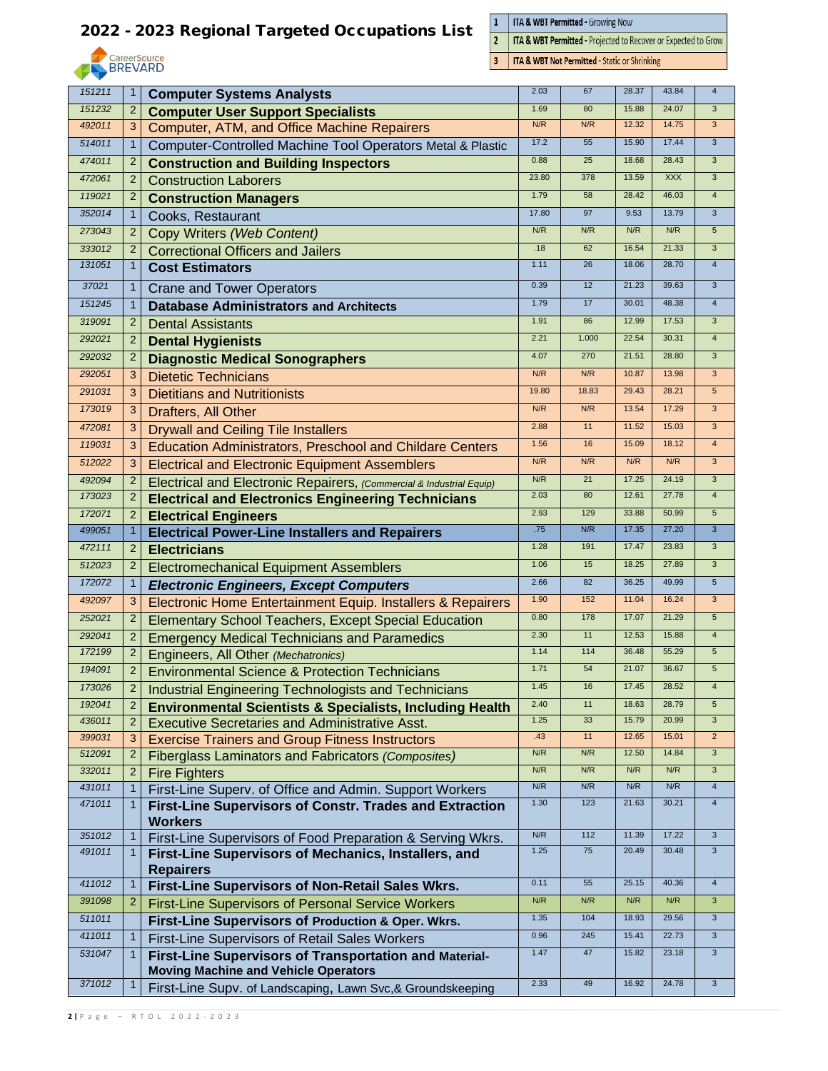# 2022 - 2023 Regional Targeted Occupations List

CareerSource BREVARD

| | |
|---|---|
| 1 | **ITA & WBT Permitted** - Growing Now |
| 2 | **ITA & WBT Permitted** - Projected to Recover or Expected to Grow |
| 3 | **ITA & WBT Not Permitted** - Static or Shrinking |

| | | | | | | | |
|---|---|---|---|---|---|---|---|
| 151211 | 1 | **Computer Systems Analysts** | 2.03 | 67 | 28.37 | 43.84 | 4 |
| 151232 | 2 | **Computer User Support Specialists** | 1.69 | 80 | 15.88 | 24.07 | 3 |
| 492011 | 3 | Computer, ATM, and Office Machine Repairers | N/R | N/R | 12.32 | 14.75 | 3 |
| 514011 | 1 | Computer-Controlled Machine Tool Operators Metal & Plastic | 17.2 | 55 | 15.90 | 17.44 | 3 |
| 474011 | 2 | **Construction and Building Inspectors** | 0.88 | 25 | 18.68 | 28.43 | 3 |
| 472061 | 2 | Construction Laborers | 23.80 | 378 | 13.59 | XXX | 3 |
| 119021 | 2 | **Construction Managers** | 1.79 | 58 | 28.42 | 46.03 | 4 |
| 352014 | 1 | Cooks, Restaurant | 17.80 | 97 | 9.53 | 13.79 | 3 |
| 273043 | 2 | Copy Writers *(Web Content)* | N/R | N/R | N/R | N/R | 5 |
| 333012 | 2 | Correctional Officers and Jailers | .18 | 62 | 16.54 | 21.33 | 3 |
| 131051 | 1 | **Cost Estimators** | 1.11 | 26 | 18.06 | 28.70 | 4 |
| 37021 | 1 | Crane and Tower Operators | 0.39 | 12 | 21.23 | 39.63 | 3 |
| 151245 | 1 | **Database Administrators and Architects** | 1.79 | 17 | 30.01 | 48.38 | 4 |
| 319091 | 2 | Dental Assistants | 1.91 | 86 | 12.99 | 17.53 | 3 |
| 292021 | 2 | **Dental Hygienists** | 2.21 | 1.000 | 22.54 | 30.31 | 4 |
| 292032 | 2 | **Diagnostic Medical Sonographers** | 4.07 | 270 | 21.51 | 28.80 | 3 |
| 292051 | 3 | Dietetic Technicians | N/R | N/R | 10.87 | 13.98 | 3 |
| 291031 | 3 | Dietitians and Nutritionists | 19.80 | 18.83 | 29.43 | 28.21 | 5 |
| 173019 | 3 | Drafters, All Other | N/R | N/R | 13.54 | 17.29 | 3 |
| 472081 | 3 | Drywall and Ceiling Tile Installers | 2.88 | 11 | 11.52 | 15.03 | 3 |
| 119031 | 3 | Education Administrators, Preschool and Childare Centers | 1.56 | 16 | 15.09 | 18.12 | 4 |
| 512022 | 3 | Electrical and Electronic Equipment Assemblers | N/R | N/R | N/R | N/R | 3 |
| 492094 | 2 | Electrical and Electronic Repairers, *(Commercial & Industrial Equip)* | N/R | 21 | 17.25 | 24.19 | 3 |
| 173023 | 2 | **Electrical and Electronics Engineering Technicians** | 2.03 | 80 | 12.61 | 27.78 | 4 |
| 172071 | 2 | **Electrical Engineers** | 2.93 | 129 | 33.88 | 50.99 | 5 |
| 499051 | 1 | **Electrical Power-Line Installers and Repairers** | .75 | N/R | 17.35 | 27.20 | 3 |
| 472111 | 2 | **Electricians** | 1.28 | 191 | 17.47 | 23.83 | 3 |
| 512023 | 2 | Electromechanical Equipment Assemblers | 1.06 | 15 | 18.25 | 27.89 | 3 |
| 172072 | 1 | ***Electronic Engineers, Except Computers*** | 2.66 | 82 | 36.25 | 49.99 | 5 |
| 492097 | 3 | Electronic Home Entertainment Equip. Installers & Repairers | 1.90 | 152 | 11.04 | 16.24 | 3 |
| 252021 | 2 | Elementary School Teachers, Except Special Education | 0.80 | 178 | 17.07 | 21.29 | 5 |
| 292041 | 2 | Emergency Medical Technicians and Paramedics | 2.30 | 11 | 12.53 | 15.88 | 4 |
| 172199 | 2 | Engineers, All Other *(Mechatronics)* | 1.14 | 114 | 36.48 | 55.29 | 5 |
| 194091 | 2 | Environmental Science & Protection Technicians | 1.71 | 54 | 21.07 | 36.67 | 5 |
| 173026 | 2 | Industrial Engineering Technologists and Technicians | 1.45 | 16 | 17.45 | 28.52 | 4 |
| 192041 | 2 | **Environmental Scientists & Specialists, Including Health** | 2.40 | 11 | 18.63 | 28.79 | 5 |
| 436011 | 2 | Executive Secretaries and Administrative Asst. | 1.25 | 33 | 15.79 | 20.99 | 3 |
| 399031 | 3 | Exercise Trainers and Group Fitness Instructors | .43 | 11 | 12.65 | 15.01 | 2 |
| 512091 | 2 | Fiberglass Laminators and Fabricators *(Composites)* | N/R | N/R | 12.50 | 14.84 | 3 |
| 332011 | 2 | Fire Fighters | N/R | N/R | N/R | N/R | 3 |
| 431011 | 1 | First-Line Superv. of Office and Admin. Support Workers | N/R | N/R | N/R | N/R | 4 |
| 471011 | 1 | **First-Line Supervisors of Constr. Trades and Extraction Workers** | 1.30 | 123 | 21.63 | 30.21 | 4 |
| 351012 | 1 | First-Line Supervisors of Food Preparation & Serving Wkrs. | N/R | 112 | 11.39 | 17.22 | 3 |
| 491011 | 1 | **First-Line Supervisors of Mechanics, Installers, and Repairers** | 1.25 | 75 | 20.49 | 30.48 | 3 |
| 411012 | 1 | **First-Line Supervisors of Non-Retail Sales Wkrs.** | 0.11 | 55 | 25.15 | 40.36 | 4 |
| 391098 | 2 | First-Line Supervisors of Personal Service Workers | N/R | N/R | N/R | N/R | 3 |
| 511011 | | **First-Line Supervisors of Production & Oper. Wkrs.** | 1.35 | 104 | 18.93 | 29.56 | 3 |
| 411011 | 1 | First-Line Supervisors of Retail Sales Workers | 0.96 | 245 | 15.41 | 22.73 | 3 |
| 531047 | 1 | **First-Line Supervisors of Transportation and Material-Moving Machine and Vehicle Operators** | 1.47 | 47 | 15.82 | 23.18 | 3 |
| 371012 | 1 | First-Line Supv. of Landscaping, Lawn Svc,& Groundskeeping | 2.33 | 49 | 16.92 | 24.78 | 3 |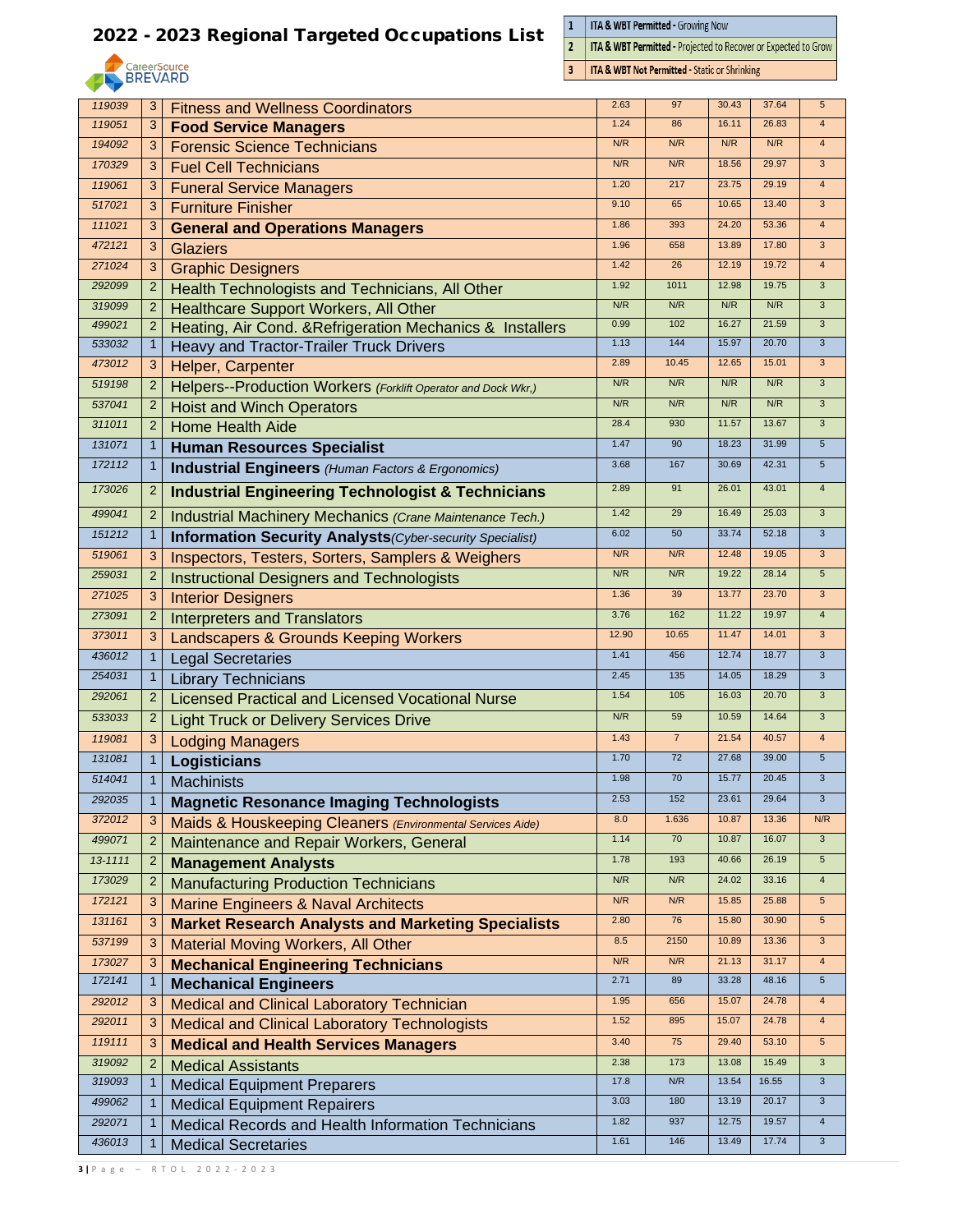# 2022 - 2023 Regional Targeted Occupations List

CareerSource BREVARD

| | |
|---|---|
| 1 | **ITA & WBT Permitted** - Growing Now |
| 2 | **ITA & WBT Permitted** - Projected to Recover or Expected to Grow |
| 3 | **ITA & WBT Not Permitted** - Static or Shrinking |

| | | | | | | | |
|---|---|---|---|---|---|---|---|
| 119039 | 3 | Fitness and Wellness Coordinators | 2.63 | 97 | 30.43 | 37.64 | 5 |
| 119051 | 3 | **Food Service Managers** | 1.24 | 86 | 16.11 | 26.83 | 4 |
| 194092 | 3 | Forensic Science Technicians | N/R | N/R | N/R | N/R | 4 |
| 170329 | 3 | Fuel Cell Technicians | N/R | N/R | 18.56 | 29.97 | 3 |
| 119061 | 3 | Funeral Service Managers | 1.20 | 217 | 23.75 | 29.19 | 4 |
| 517021 | 3 | Furniture Finisher | 9.10 | 65 | 10.65 | 13.40 | 3 |
| 111021 | 3 | **General and Operations Managers** | 1.86 | 393 | 24.20 | 53.36 | 4 |
| 472121 | 3 | Glaziers | 1.96 | 658 | 13.89 | 17.80 | 3 |
| 271024 | 3 | Graphic Designers | 1.42 | 26 | 12.19 | 19.72 | 4 |
| 292099 | 2 | Health Technologists and Technicians, All Other | 1.92 | 1011 | 12.98 | 19.75 | 3 |
| 319099 | 2 | Healthcare Support Workers, All Other | N/R | N/R | N/R | N/R | 3 |
| 499021 | 2 | Heating, Air Cond. &Refrigeration Mechanics & Installers | 0.99 | 102 | 16.27 | 21.59 | 3 |
| 533032 | 1 | Heavy and Tractor-Trailer Truck Drivers | 1.13 | 144 | 15.97 | 20.70 | 3 |
| 473012 | 3 | Helper, Carpenter | 2.89 | 10.45 | 12.65 | 15.01 | 3 |
| 519198 | 2 | Helpers--Production Workers *(Forklift Operator and Dock Wkr.)* | N/R | N/R | N/R | N/R | 3 |
| 537041 | 2 | Hoist and Winch Operators | N/R | N/R | N/R | N/R | 3 |
| 311011 | 2 | Home Health Aide | 28.4 | 930 | 11.57 | 13.67 | 3 |
| 131071 | 1 | **Human Resources Specialist** | 1.47 | 90 | 18.23 | 31.99 | 5 |
| 172112 | 1 | **Industrial Engineers** *(Human Factors & Ergonomics)* | 3.68 | 167 | 30.69 | 42.31 | 5 |
| 173026 | 2 | **Industrial Engineering Technologist & Technicians** | 2.89 | 91 | 26.01 | 43.01 | 4 |
| 499041 | 2 | Industrial Machinery Mechanics *(Crane Maintenance Tech.)* | 1.42 | 29 | 16.49 | 25.03 | 3 |
| 151212 | 1 | **Information Security Analysts** *(Cyber-security Specialist)* | 6.02 | 50 | 33.74 | 52.18 | 3 |
| 519061 | 3 | Inspectors, Testers, Sorters, Samplers & Weighers | N/R | N/R | 12.48 | 19.05 | 3 |
| 259031 | 2 | Instructional Designers and Technologists | N/R | N/R | 19.22 | 28.14 | 5 |
| 271025 | 3 | Interior Designers | 1.36 | 39 | 13.77 | 23.70 | 3 |
| 273091 | 2 | Interpreters and Translators | 3.76 | 162 | 11.22 | 19.97 | 4 |
| 373011 | 3 | Landscapers & Grounds Keeping Workers | 12.90 | 10.65 | 11.47 | 14.01 | 3 |
| 436012 | 1 | Legal Secretaries | 1.41 | 456 | 12.74 | 18.77 | 3 |
| 254031 | 1 | Library Technicians | 2.45 | 135 | 14.05 | 18.29 | 3 |
| 292061 | 2 | Licensed Practical and Licensed Vocational Nurse | 1.54 | 105 | 16.03 | 20.70 | 3 |
| 533033 | 2 | Light Truck or Delivery Services Drive | N/R | 59 | 10.59 | 14.64 | 3 |
| 119081 | 3 | Lodging Managers | 1.43 | 7 | 21.54 | 40.57 | 4 |
| 131081 | 1 | **Logisticians** | 1.70 | 72 | 27.68 | 39.00 | 5 |
| 514041 | 1 | Machinists | 1.98 | 70 | 15.77 | 20.45 | 3 |
| 292035 | 1 | **Magnetic Resonance Imaging Technologists** | 2.53 | 152 | 23.61 | 29.64 | 3 |
| 372012 | 3 | Maids & Houskeeping Cleaners *(Environmental Services Aide)* | 8.0 | 1.636 | 10.87 | 13.36 | N/R |
| 499071 | 2 | Maintenance and Repair Workers, General | 1.14 | 70 | 10.87 | 16.07 | 3 |
| 13-1111 | 2 | **Management Analysts** | 1.78 | 193 | 40.66 | 26.19 | 5 |
| 173029 | 2 | Manufacturing Production Technicians | N/R | N/R | 24.02 | 33.16 | 4 |
| 172121 | 3 | Marine Engineers & Naval Architects | N/R | N/R | 15.85 | 25.88 | 5 |
| 131161 | 3 | **Market Research Analysts and Marketing Specialists** | 2.80 | 76 | 15.80 | 30.90 | 5 |
| 537199 | 3 | Material Moving Workers, All Other | 8.5 | 2150 | 10.89 | 13.36 | 3 |
| 173027 | 3 | **Mechanical Engineering Technicians** | N/R | N/R | 21.13 | 31.17 | 4 |
| 172141 | 1 | **Mechanical Engineers** | 2.71 | 89 | 33.28 | 48.16 | 5 |
| 292012 | 3 | Medical and Clinical Laboratory Technician | 1.95 | 656 | 15.07 | 24.78 | 4 |
| 292011 | 3 | Medical and Clinical Laboratory Technologists | 1.52 | 895 | 15.07 | 24.78 | 4 |
| 119111 | 3 | **Medical and Health Services Managers** | 3.40 | 75 | 29.40 | 53.10 | 5 |
| 319092 | 2 | Medical Assistants | 2.38 | 173 | 13.08 | 15.49 | 3 |
| 319093 | 1 | Medical Equipment Preparers | 17.8 | N/R | 13.54 | 16.55 | 3 |
| 499062 | 1 | Medical Equipment Repairers | 3.03 | 180 | 13.19 | 20.17 | 3 |
| 292071 | 1 | Medical Records and Health Information Technicians | 1.82 | 937 | 12.75 | 19.57 | 4 |
| 436013 | 1 | Medical Secretaries | 1.61 | 146 | 13.49 | 17.74 | 3 |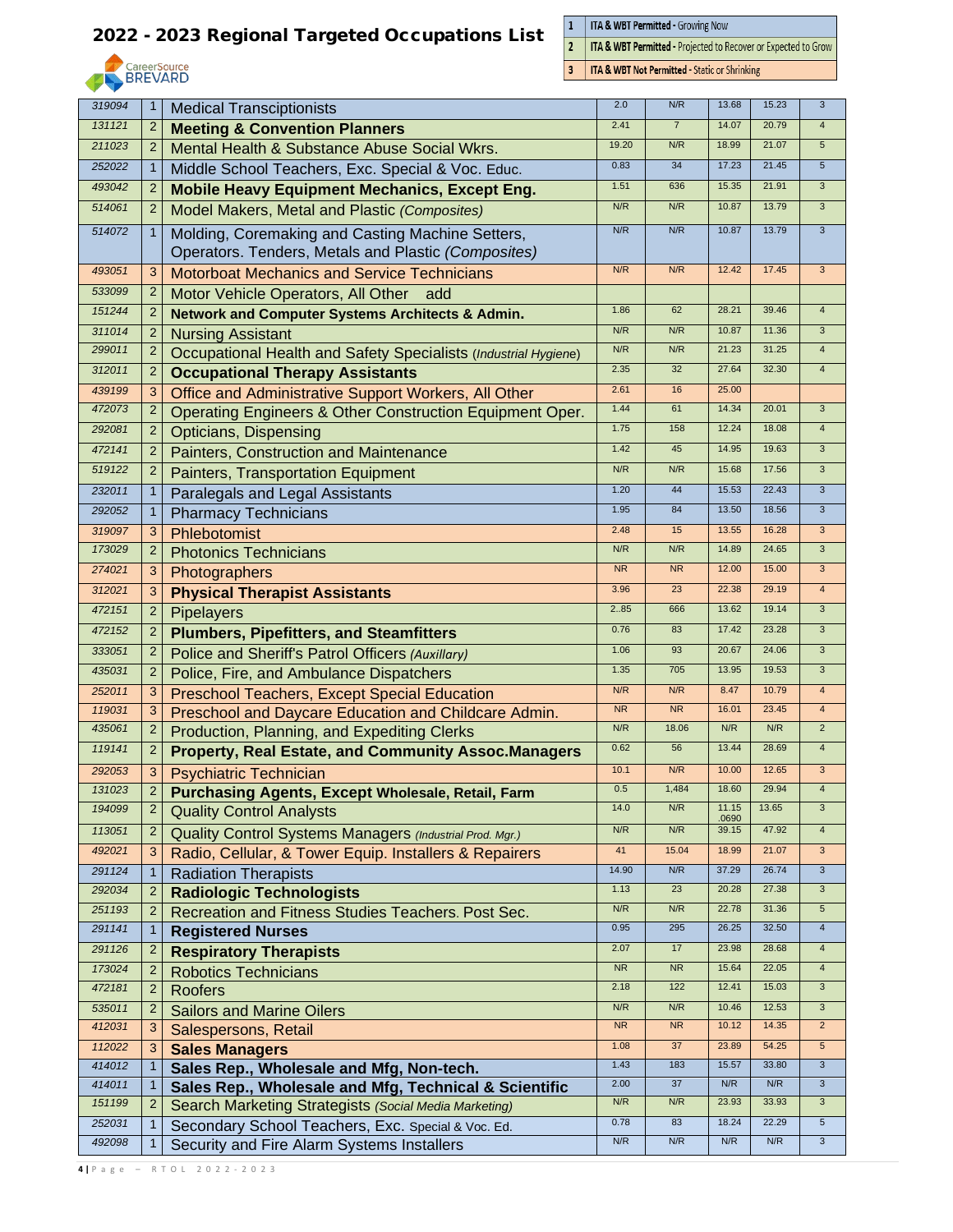# 2022 - 2023 Regional Targeted Occupations List

CareerSource BREVARD

| | |
|---|---|
| 1 | **ITA & WBT Permitted** - Growing Now |
| 2 | **ITA & WBT Permitted** - Projected to Recover or Expected to Grow |
| 3 | **ITA & WBT Not Permitted** - Static or Shrinking |

| | | | | | | | |
|---|---|---|---|---|---|---|---|
| 319094 | 1 | Medical Transciptionists | 2.0 | N/R | 13.68 | 15.23 | 3 |
| 131121 | 2 | **Meeting & Convention Planners** | 2.41 | 7 | 14.07 | 20.79 | 4 |
| 211023 | 2 | Mental Health & Substance Abuse Social Wkrs. | 19.20 | N/R | 18.99 | 21.07 | 5 |
| 252022 | 1 | Middle School Teachers, Exc. Special & Voc. Educ. | 0.83 | 34 | 17.23 | 21.45 | 5 |
| 493042 | 2 | **Mobile Heavy Equipment Mechanics, Except Eng.** | 1.51 | 636 | 15.35 | 21.91 | 3 |
| 514061 | 2 | Model Makers, Metal and Plastic *(Composites)* | N/R | N/R | 10.87 | 13.79 | 3 |
| 514072 | 1 | Molding, Coremaking and Casting Machine Setters, Operators. Tenders, Metals and Plastic *(Composites)* | N/R | N/R | 10.87 | 13.79 | 3 |
| 493051 | 3 | Motorboat Mechanics and Service Technicians | N/R | N/R | 12.42 | 17.45 | 3 |
| 533099 | 2 | Motor Vehicle Operators, All Other add | | | | | |
| 151244 | 2 | **Network and Computer Systems Architects & Admin.** | 1.86 | 62 | 28.21 | 39.46 | 4 |
| 311014 | 2 | Nursing Assistant | N/R | N/R | 10.87 | 11.36 | 3 |
| 299011 | 2 | Occupational Health and Safety Specialists *(Industrial Hygiene)* | N/R | N/R | 21.23 | 31.25 | 4 |
| 312011 | 2 | **Occupational Therapy Assistants** | 2.35 | 32 | 27.64 | 32.30 | 4 |
| 439199 | 3 | Office and Administrative Support Workers, All Other | 2.61 | 16 | 25.00 | | |
| 472073 | 2 | Operating Engineers & Other Construction Equipment Oper. | 1.44 | 61 | 14.34 | 20.01 | 3 |
| 292081 | 2 | Opticians, Dispensing | 1.75 | 158 | 12.24 | 18.08 | 4 |
| 472141 | 2 | Painters, Construction and Maintenance | 1.42 | 45 | 14.95 | 19.63 | 3 |
| 519122 | 2 | Painters, Transportation Equipment | N/R | N/R | 15.68 | 17.56 | 3 |
| 232011 | 1 | Paralegals and Legal Assistants | 1.20 | 44 | 15.53 | 22.43 | 3 |
| 292052 | 1 | Pharmacy Technicians | 1.95 | 84 | 13.50 | 18.56 | 3 |
| 319097 | 3 | Phlebotomist | 2.48 | 15 | 13.55 | 16.28 | 3 |
| 173029 | 2 | Photonics Technicians | N/R | N/R | 14.89 | 24.65 | 3 |
| 274021 | 3 | Photographers | NR | NR | 12.00 | 15.00 | 3 |
| 312021 | 3 | **Physical Therapist Assistants** | 3.96 | 23 | 22.38 | 29.19 | 4 |
| 472151 | 2 | Pipelayers | 2..85 | 666 | 13.62 | 19.14 | 3 |
| 472152 | 2 | **Plumbers, Pipefitters, and Steamfitters** | 0.76 | 83 | 17.42 | 23.28 | 3 |
| 333051 | 2 | Police and Sheriff's Patrol Officers *(Auxillary)* | 1.06 | 93 | 20.67 | 24.06 | 3 |
| 435031 | 2 | Police, Fire, and Ambulance Dispatchers | 1.35 | 705 | 13.95 | 19.53 | 3 |
| 252011 | 3 | Preschool Teachers, Except Special Education | N/R | N/R | 8.47 | 10.79 | 4 |
| 119031 | 3 | Preschool and Daycare Education and Childcare Admin. | NR | NR | 16.01 | 23.45 | 4 |
| 435061 | 2 | Production, Planning, and Expediting Clerks | N/R | 18.06 | N/R | N/R | 2 |
| 119141 | 2 | **Property, Real Estate, and Community Assoc.Managers** | 0.62 | 56 | 13.44 | 28.69 | 4 |
| 292053 | 3 | Psychiatric Technician | 10.1 | N/R | 10.00 | 12.65 | 3 |
| 131023 | 2 | **Purchasing Agents, Except Wholesale, Retail, Farm** | 0.5 | 1,484 | 18.60 | 29.94 | 4 |
| 194099 | 2 | Quality Control Analysts | 14.0 | N/R | 11.15 .0690 | 13.65 | 3 |
| 113051 | 2 | Quality Control Systems Managers *(Industrial Prod. Mgr.)* | N/R | N/R | 39.15 | 47.92 | 4 |
| 492021 | 3 | Radio, Cellular, & Tower Equip. Installers & Repairers | 41 | 15.04 | 18.99 | 21.07 | 3 |
| 291124 | 1 | Radiation Therapists | 14.90 | N/R | 37.29 | 26.74 | 3 |
| 292034 | 2 | **Radiologic Technologists** | 1.13 | 23 | 20.28 | 27.38 | 3 |
| 251193 | 2 | Recreation and Fitness Studies Teachers. Post Sec. | N/R | N/R | 22.78 | 31.36 | 5 |
| 291141 | 1 | **Registered Nurses** | 0.95 | 295 | 26.25 | 32.50 | 4 |
| 291126 | 2 | **Respiratory Therapists** | 2.07 | 17 | 23.98 | 28.68 | 4 |
| 173024 | 2 | Robotics Technicians | NR | NR | 15.64 | 22.05 | 4 |
| 472181 | 2 | Roofers | 2.18 | 122 | 12.41 | 15.03 | 3 |
| 535011 | 2 | Sailors and Marine Oilers | N/R | N/R | 10.46 | 12.53 | 3 |
| 412031 | 3 | Salespersons, Retail | NR | NR | 10.12 | 14.35 | 2 |
| 112022 | 3 | **Sales Managers** | 1.08 | 37 | 23.89 | 54.25 | 5 |
| 414012 | 1 | **Sales Rep., Wholesale and Mfg, Non-tech.** | 1.43 | 183 | 15.57 | 33.80 | 3 |
| 414011 | 1 | **Sales Rep., Wholesale and Mfg, Technical & Scientific** | 2.00 | 37 | N/R | N/R | 3 |
| 151199 | 2 | Search Marketing Strategists *(Social Media Marketing)* | N/R | N/R | 23.93 | 33.93 | 3 |
| 252031 | 1 | Secondary School Teachers, Exc. Special & Voc. Ed. | 0.78 | 83 | 18.24 | 22.29 | 5 |
| 492098 | 1 | Security and Fire Alarm Systems Installers | N/R | N/R | N/R | N/R | 3 |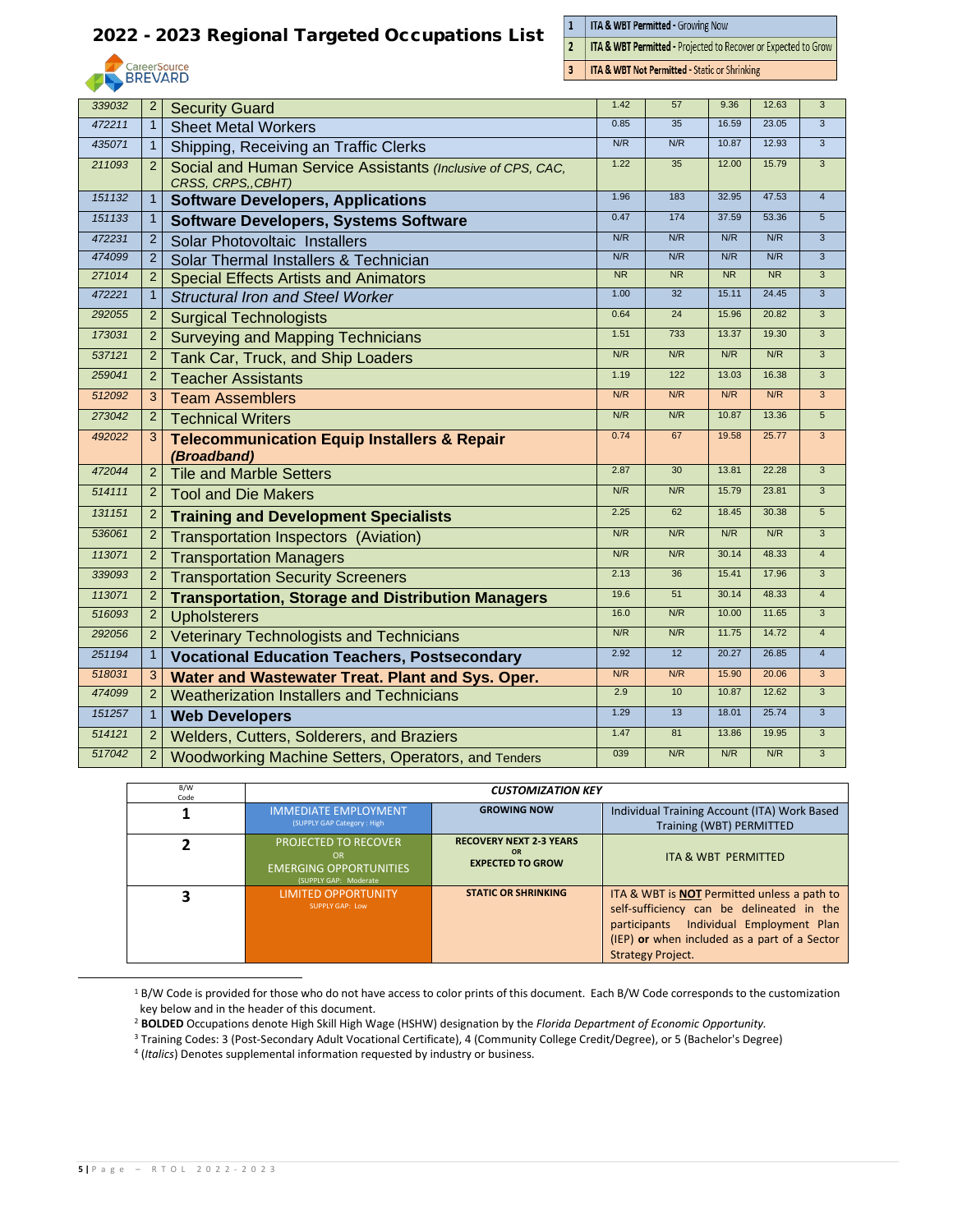# 2022 - 2023 Regional Targeted Occupations List

| | |
|---|---|
| 1 | **ITA & WBT Permitted** - Growing Now |
| 2 | **ITA & WBT Permitted** - Projected to Recover or Expected to Grow |
| 3 | **ITA & WBT Not Permitted** - Static or Shrinking |

| | | | | | | | |
|---|---|---|---|---|---|---|---|
| 339032 | 2 | Security Guard | 1.42 | 57 | 9.36 | 12.63 | 3 |
| 472211 | 1 | Sheet Metal Workers | 0.85 | 35 | 16.59 | 23.05 | 3 |
| 435071 | 1 | Shipping, Receiving an Traffic Clerks | N/R | N/R | 10.87 | 12.93 | 3 |
| 211093 | 2 | Social and Human Service Assistants *(Inclusive of CPS, CAC, CRSS, CRPS,,CBHT)* | 1.22 | 35 | 12.00 | 15.79 | 3 |
| 151132 | 1 | **Software Developers, Applications** | 1.96 | 183 | 32.95 | 47.53 | 4 |
| 151133 | 1 | **Software Developers, Systems Software** | 0.47 | 174 | 37.59 | 53.36 | 5 |
| 472231 | 2 | Solar Photovoltaic Installers | N/R | N/R | N/R | N/R | 3 |
| 474099 | 2 | Solar Thermal Installers & Technician | N/R | N/R | N/R | N/R | 3 |
| 271014 | 2 | Special Effects Artists and Animators | NR | NR | NR | NR | 3 |
| 472221 | 1 | *Structural Iron and Steel Worker* | 1.00 | 32 | 15.11 | 24.45 | 3 |
| 292055 | 2 | Surgical Technologists | 0.64 | 24 | 15.96 | 20.82 | 3 |
| 173031 | 2 | Surveying and Mapping Technicians | 1.51 | 733 | 13.37 | 19.30 | 3 |
| 537121 | 2 | Tank Car, Truck, and Ship Loaders | N/R | N/R | N/R | N/R | 3 |
| 259041 | 2 | Teacher Assistants | 1.19 | 122 | 13.03 | 16.38 | 3 |
| 512092 | 3 | Team Assemblers | N/R | N/R | N/R | N/R | 3 |
| 273042 | 2 | Technical Writers | N/R | N/R | 10.87 | 13.36 | 5 |
| 492022 | 3 | **Telecommunication Equip Installers & Repair *(Broadband)*** | 0.74 | 67 | 19.58 | 25.77 | 3 |
| 472044 | 2 | Tile and Marble Setters | 2.87 | 30 | 13.81 | 22.28 | 3 |
| 514111 | 2 | Tool and Die Makers | N/R | N/R | 15.79 | 23.81 | 3 |
| 131151 | 2 | **Training and Development Specialists** | 2.25 | 62 | 18.45 | 30.38 | 5 |
| 536061 | 2 | Transportation Inspectors (Aviation) | N/R | N/R | N/R | N/R | 3 |
| 113071 | 2 | Transportation Managers | N/R | N/R | 30.14 | 48.33 | 4 |
| 339093 | 2 | Transportation Security Screeners | 2.13 | 36 | 15.41 | 17.96 | 3 |
| 113071 | 2 | **Transportation, Storage and Distribution Managers** | 19.6 | 51 | 30.14 | 48.33 | 4 |
| 516093 | 2 | Upholsterers | 16.0 | N/R | 10.00 | 11.65 | 3 |
| 292056 | 2 | Veterinary Technologists and Technicians | N/R | N/R | 11.75 | 14.72 | 4 |
| 251194 | 1 | **Vocational Education Teachers, Postsecondary** | 2.92 | 12 | 20.27 | 26.85 | 4 |
| 518031 | 3 | **Water and Wastewater Treat. Plant and Sys. Oper.** | N/R | N/R | 15.90 | 20.06 | 3 |
| 474099 | 2 | Weatherization Installers and Technicians | 2.9 | 10 | 10.87 | 12.62 | 3 |
| 151257 | 1 | **Web Developers** | 1.29 | 13 | 18.01 | 25.74 | 3 |
| 514121 | 2 | Welders, Cutters, Solderers, and Braziers | 1.47 | 81 | 13.86 | 19.95 | 3 |
| 517042 | 2 | Woodworking Machine Setters, Operators, and Tenders | 039 | N/R | N/R | N/R | 3 |

| B/W Code | *CUSTOMIZATION KEY* | | |
|---|---|---|---|
| **1** | IMMEDIATE EMPLOYMENT (SUPPLY GAP Category : High | **GROWING NOW** | Individual Training Account (ITA) Work Based Training (WBT) PERMITTED |
| **2** | PROJECTED TO RECOVER OR EMERGING OPPORTUNITIES (SUPPLY GAP: Moderate | **RECOVERY NEXT 2-3 YEARS OR EXPECTED TO GROW** | ITA & WBT PERMITTED |
| **3** | LIMITED OPPORTUNITY SUPPLY GAP: Low | **STATIC OR SHRINKING** | ITA & WBT is **NOT** Permitted unless a path to self-sufficiency can be delineated in the participants Individual Employment Plan (IEP) **or** when included as a part of a Sector Strategy Project. |

[1] B/W Code is provided for those who do not have access to color prints of this document. Each B/W Code corresponds to the customization key below and in the header of this document.

[2] **BOLDED** Occupations denote High Skill High Wage (HSHW) designation by the *Florida Department of Economic Opportunity.*

[3] Training Codes: 3 (Post-Secondary Adult Vocational Certificate), 4 (Community College Credit/Degree), or 5 (Bachelor's Degree)

[4] (*Italics*) Denotes supplemental information requested by industry or business.